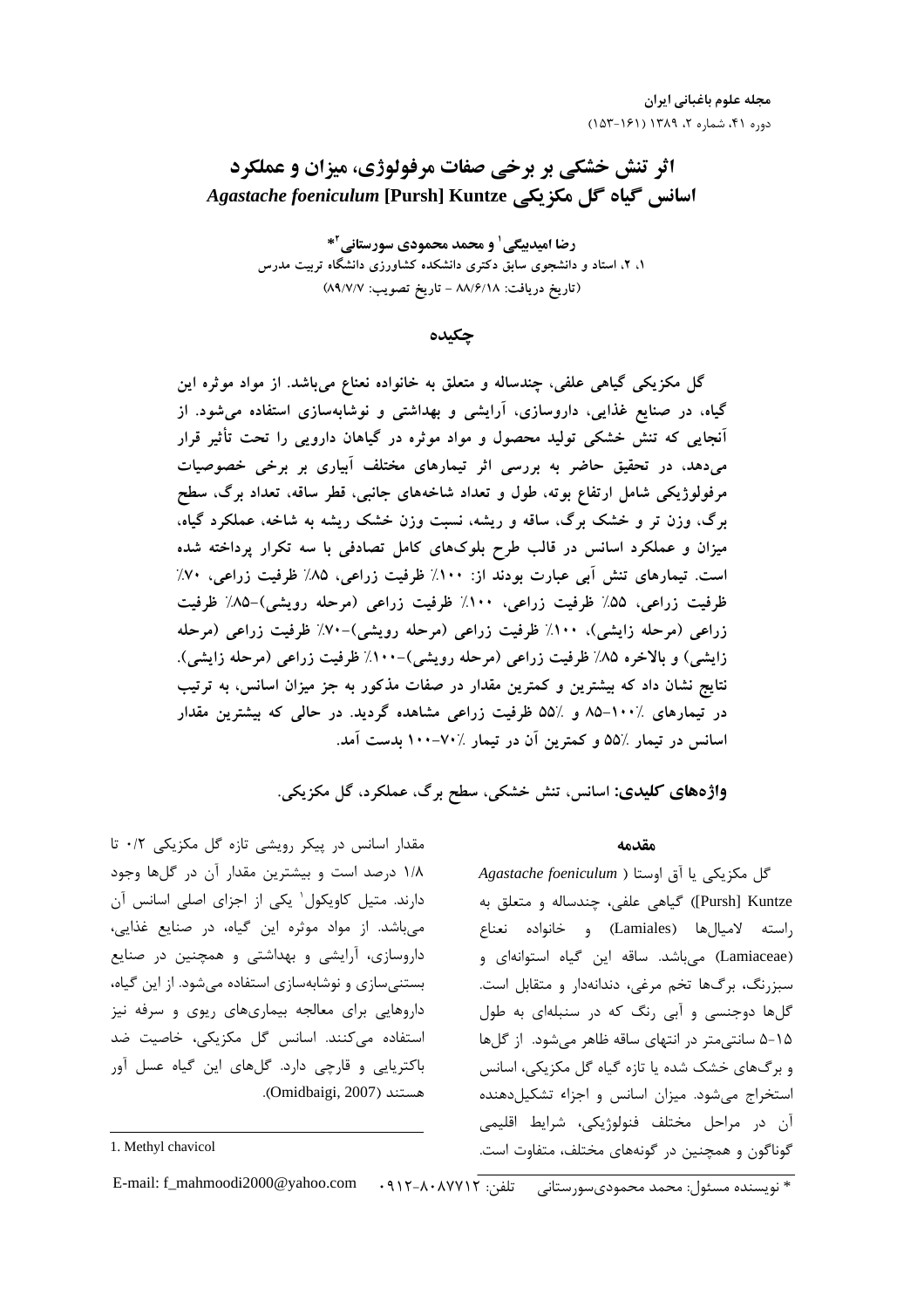# اثر تنش خشکی بر برخی صفات مرفولوژی، میزان و عملکرد اسانس گیاه گل مکزیکی *Agastache foeniculum* [Pursh] Kuntze

**رضا امیدبیگی[1] و محمد محمودی سورستانی[2]\***

۱، ۲، استاد و دانشجوی سابق دکتری دانشکده کشاورزی دانشگاه تربیت مدرس

(تاریخ دریافت: ۸۸/۶/۱۸ - تاریخ تصویب: ۸۹/۷/۷)

## چکیده

گل مکزیکی گیاهی علفی، چندساله و متعلق به خانواده نعناع می‌باشد. از مواد موثره این گیاه، در صنایع غذایی، داروسازی، آرایشی و بهداشتی و نوشابه‌سازی استفاده می‌شود. از آنجایی که تنش خشکی تولید محصول و مواد موثره در گیاهان دارویی را تحت تأثیر قرار می‌دهد، در تحقیق حاضر به بررسی اثر تیمارهای مختلف آبیاری بر برخی خصوصیات مرفولوژیکی شامل ارتفاع بوته، طول و تعداد شاخه‌های جانبی، قطر ساقه، تعداد برگ، سطح برگ، وزن تر و خشک برگ، ساقه و ریشه، نسبت وزن خشک ریشه به شاخه، عملکرد گیاه، میزان و عملکرد اسانس در قالب طرح بلوک‌های کامل تصادفی با سه تکرار پرداخته شده است. تیمارهای تنش آبی عبارت بودند از: ۱۰۰٪ ظرفیت زراعی، ۸۵٪ ظرفیت زراعی، ۷۰٪ ظرفیت زراعی، ۵۵٪ ظرفیت زراعی، ۱۰۰٪ ظرفیت زراعی (مرحله رویشی)-۸۵٪ ظرفیت زراعی (مرحله زایشی)، ۱۰۰٪ ظرفیت زراعی (مرحله رویشی)-۷۰٪ ظرفیت زراعی (مرحله زایشی) و بالاخره ۸۵٪ ظرفیت زراعی (مرحله رویشی)-۱۰۰٪ ظرفیت زراعی (مرحله زایشی). نتایج نشان داد که بیشترین و کمترین مقدار در صفات مذکور به جز میزان اسانس، به ترتیب در تیمارهای ٪۱۰۰-۸۵ و ٪۵۵ ظرفیت زراعی مشاهده گردید. در حالی که بیشترین مقدار اسانس در تیمار ٪۵۵ و کمترین آن در تیمار ٪۷۰-۱۰۰ بدست آمد.

**واژه‌های کلیدی:** اسانس، تنش خشکی، سطح برگ، عملکرد، گل مکزیکی.

## مقدمه

گل مکزیکی یا آق اوستا (*Agastache foeniculum* [Pursh] Kuntze) گیاهی علفی، چندساله و متعلق به راسته لامیال‌ها (Lamiales) و خانواده نعناع (Lamiaceae) می‌باشد. ساقه این گیاه استوانه‌ای و سبزرنگ، برگ‌ها تخم مرغی، دندانه‌دار و متقابل است. گل‌ها دوجنسی و آبی رنگ که در سنبله‌ای به طول ۱۵-۵ سانتی‌متر در انتهای ساقه ظاهر می‌شود. از گل‌ها و برگ‌های خشک شده یا تازه گیاه گل مکزیکی، اسانس استخراج می‌شود. میزان اسانس و اجزاء تشکیل‌دهنده آن در مراحل مختلف فنولوژیکی، شرایط اقلیمی گوناگون و همچنین در گونه‌های مختلف، متفاوت است.

مقدار اسانس در پیکر رویشی تازه گل مکزیکی ۰/۲ تا ۱/۸ درصد است و بیشترین مقدار آن در گل‌ها وجود دارند. متیل کاویکول[1] یکی از اجزای اصلی اسانس آن می‌باشد. از مواد موثره این گیاه، در صنایع غذایی، داروسازی، آرایشی و بهداشتی و همچنین در صنایع بسته‌بندی‌سازی و نوشابه‌سازی استفاده می‌شود. از این گیاه، داروهایی برای معالجه بیماری‌های ریوی و سرفه نیز استفاده می‌کنند. اسانس گل مکزیکی، خاصیت ضد باکتریایی و قارچی دارد. گل‌های این گیاه عسل آور هستند (Omidbaigi, 2007).

1. Methyl chavicol

\* نویسنده مسئول: محمد محمودی‌سورستانی   تلفن: ۰۹۱۲-۸۰۸۷۷۱۲   E-mail: f_mahmoodi2000@yahoo.com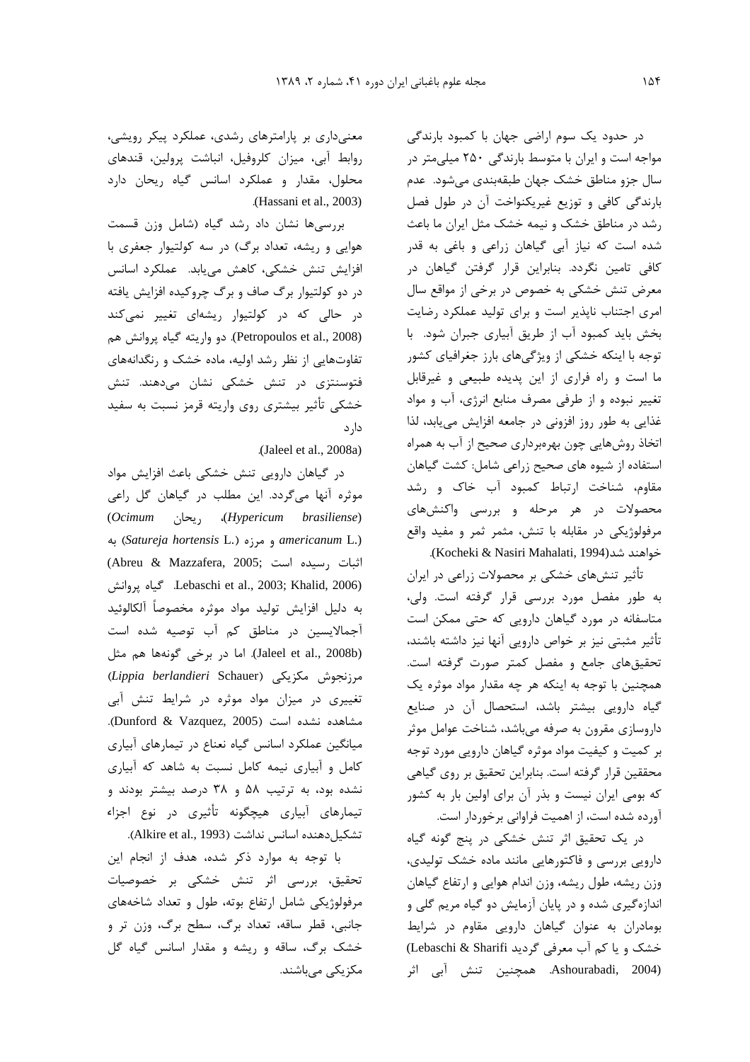در حدود یک سوم اراضی جهان با کمبود بارندگی مواجه است و ایران با متوسط بارندگی ۲۵۰ میلی‌متر در سال جزو مناطق خشک جهان طبقه‌بندی می‌شود. عدم بارندگی کافی و توزیع غیریکنواخت آن در طول فصل رشد در مناطق خشک و نیمه خشک مثل ایران ما باعث شده است که نیاز آبی گیاهان زراعی و باغی به قدر کافی تامین نگردد. بنابراین قرار گرفتن گیاهان در معرض تنش خشکی به خصوص در برخی از مواقع سال امری اجتناب ناپذیر است و برای تولید عملکرد رضایت بخش باید کمبود آب از طریق آبیاری جبران شود. با توجه با اینکه خشکی از ویژگی‌های بارز جغرافیای کشور ما است و راه فراری از این پدیده طبیعی و غیرقابل تغییر نبوده و از طرفی مصرف منابع انرژی، آب و مواد غذایی به طور روز افزونی در جامعه افزایش می‌یابد، لذا اتخاذ روش‌هایی چون بهره‌برداری صحیح از آب به همراه استفاده از شیوه های صحیح زراعی شامل: کشت گیاهان مقاوم، شناخت ارتباط کمبود آب خاک و رشد محصولات در هر مرحله و بررسی واکنش‌های مرفولوژیکی در مقابله با تنش، مثمر ثمر و مفید واقع خواهند شد(Kocheki & Nasiri Mahalati, 1994).

تأثیر تنش‌های خشکی بر محصولات زراعی در ایران به طور مفصل مورد بررسی قرار گرفته است. ولی، متاسفانه در مورد گیاهان دارویی که حتی ممکن است تأثیر مثبتی نیز بر خواص دارویی آنها نیز داشته باشند، تحقیق‌های جامع و مفصل کمتر صورت گرفته است. همچنین با توجه به اینکه هر چه مقدار مواد موثره یک گیاه دارویی بیشتر باشد، استحصال آن در صنایع داروسازی مقرون به صرفه می‌باشد، شناخت عوامل موثر بر کمیت و کیفیت مواد موثره گیاهان دارویی مورد توجه محققین قرار گرفته است. بنابراین تحقیق بر روی گیاهی که بومی ایران نیست و بذر آن برای اولین بار به کشور آورده شده است، از اهمیت فراوانی برخوردار است.

در یک تحقیق اثر تنش خشکی در پنج گونه گیاه دارویی بررسی و فاکتورهایی مانند ماده خشک تولیدی، وزن ریشه، طول ریشه، وزن اندام هوایی و ارتفاع گیاهان اندازه‌گیری شده و در پایان آزمایش دو گیاه مریم گلی و بومادران به عنوان گیاهان دارویی مقاوم در شرایط خشک و یا کم آب معرفی گردید (Lebaschi & Sharifi Ashourabadi, 2004). همچنین تنش آبی اثر معنی‌داری بر پارامترهای رشدی، عملکرد پیکر رویشی، روابط آبی، میزان کلروفیل، انباشت پرولین، قندهای محلول، مقدار و عملکرد اسانس گیاه ریحان دارد (Hassani et al., 2003).

بررسی‌ها نشان داد رشد گیاه (شامل وزن قسمت هوایی و ریشه، تعداد برگ) در سه کولتیوار جعفری با افزایش تنش خشکی، کاهش می‌یابد. عملکرد اسانس در دو کولتیوار برگ صاف و برگ چروکیده افزایش یافته در حالی که در کولتیوار ریشه‌ای تغییر نمی‌کند (Petropoulos et al., 2008). دو واریته گیاه پروانش هم تفاوت‌هایی از نظر رشد اولیه، ماده خشک و رنگدانه‌های فتوسنتزی در تنش خشکی نشان می‌دهند. تنش خشکی تأثیر بیشتری روی واریته قرمز نسبت به سفید دارد (Jaleel et al., 2008a).

در گیاهان دارویی تنش خشکی باعث افزایش مواد موثره آنها می‌گردد. این مطلب در گیاهان گل راعی (*Hypericum brasiliense*)، ریحان (*Ocimum americanum* L.) و مرزه (*Satureja hortensis* L.) به اثبات رسیده است (Abreu & Mazzafera, 2005; Lebaschi et al., 2003; Khalid, 2006). گیاه پروانش به دلیل افزایش تولید مواد موثره مخصوصاً آلکالوئید آجمالیسین در مناطق کم آب توصیه شده است (Jaleel et al., 2008b). اما در برخی گونه‌ها هم مثل مرزنجوش مکزیکی (*Lippia berlandieri* Schauer) تغییری در میزان مواد موثره در شرایط تنش آبی مشاهده نشده است (Dunford & Vazquez, 2005). میانگین عملکرد اسانس گیاه نعناع در تیمارهای آبیاری کامل و آبیاری نیمه کامل نسبت به شاهد که آبیاری نشده بود، به ترتیب ۵۸ و ۳۸ درصد بیشتر بودند و تیمارهای آبیاری هیچگونه تأثیری در نوع اجزاء تشکیل‌دهنده اسانس نداشت (Alkire et al., 1993).

با توجه به موارد ذکر شده، هدف از انجام این تحقیق، بررسی اثر تنش خشکی بر خصوصیات مرفولوژیکی شامل ارتفاع بوته، طول و تعداد شاخه‌های جانبی، قطر ساقه، تعداد برگ، سطح برگ، وزن تر و خشک برگ، ساقه و ریشه و مقدار اسانس گیاه گل مکزیکی می‌باشند.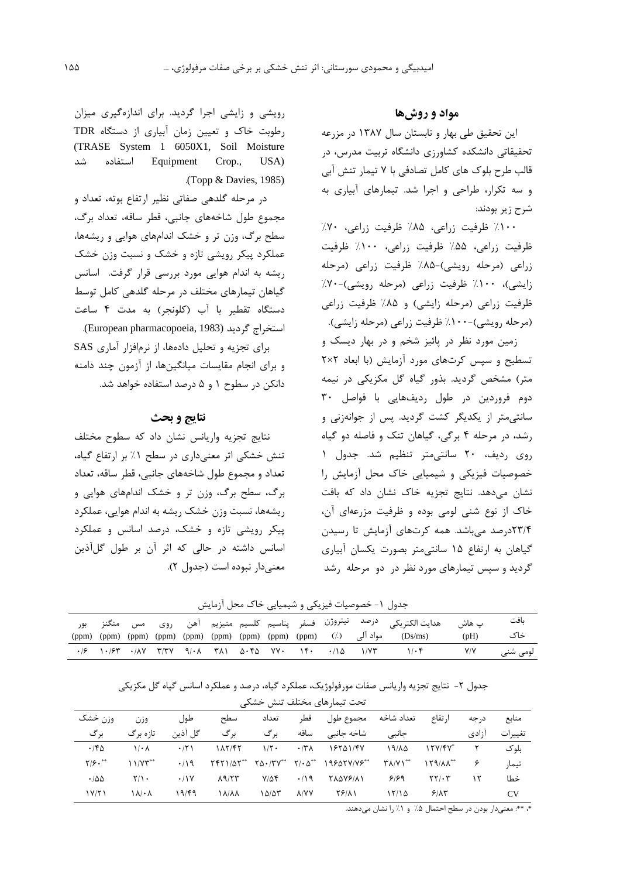## مواد و روش‌ها

این تحقیق طی بهار و تابستان سال ۱۳۸۷ در مزرعه تحقیقاتی دانشکده کشاورزی دانشگاه تربیت مدرس، در قالب طرح بلوک های کامل تصادفی با ۷ تیمار تنش آبی و سه تکرار، طراحی و اجرا شد. تیمارهای آبیاری به شرح زیر بودند:

۱۰۰٪ ظرفیت زراعی، ۸۵٪ ظرفیت زراعی، ۷۰٪ ظرفیت زراعی، ۵۵٪ ظرفیت زراعی، ۱۰۰٪ ظرفیت زراعی (مرحله رویشی)-۸۵٪ ظرفیت زراعی (مرحله زایشی)، ۱۰۰٪ ظرفیت زراعی (مرحله رویشی)-۷۰٪ ظرفیت زراعی (مرحله زایشی) و ۸۵٪ ظرفیت زراعی (مرحله رویشی)-۱۰۰٪ ظرفیت زراعی (مرحله زایشی).

زمین مورد نظر در پائیز شخم و در بهار دیسک و تسطیح و سپس کرت‌های مورد آزمایش (با ابعاد ۲×۲ متر) مشخص گردید. بذور گیاه گل مکزیکی در نیمه دوم فروردین در طول ردیف‌هایی با فواصل ۳۰ سانتی‌متر از یکدیگر کشت گردید. پس از جوانه‌زنی و رشد، در مرحله ۴ برگی، گیاهان تنک و فاصله دو گیاه روی ردیف، ۲۰ سانتی‌متر تنظیم شد. جدول ۱ خصوصیات فیزیکی و شیمیایی خاک محل آزمایش را نشان می‌دهد. نتایج تجزیه خاک نشان داد که بافت خاک از نوع شنی لومی بوده و ظرفیت مزرعه‌ای آن، ۲۳/۴درصد می‌باشد. همه کرت‌های آزمایش تا رسیدن گیاهان به ارتفاع ۱۵ سانتی‌متر بصورت یکسان آبیاری گردید و سپس تیمارهای مورد نظر در دو مرحله رشد رویشی و زایشی اجرا گردید. برای اندازه‌گیری میزان رطوبت خاک و تعیین زمان آبیاری از دستگاه TDR (TRASE System 1 6050X1, Soil Moisture Equipment Crop., USA) استفاده شد (Topp & Davies, 1985).

در مرحله گلدهی صفاتی نظیر ارتفاع بوته، تعداد و مجموع طول شاخه‌های جانبی، قطر ساقه، تعداد برگ، سطح برگ، وزن تر و خشک اندام‌های هوایی و ریشه‌ها، عملکرد پیکر رویشی تازه و خشک و نسبت وزن خشک ریشه به اندام هوایی مورد بررسی قرار گرفت. اسانس گیاهان تیمارهای مختلف در مرحله گلدهی کامل توسط دستگاه تقطیر با آب (کلونجر) به مدت ۴ ساعت استخراج گردید (European pharmacopoeia, 1983).

برای تجزیه و تحلیل داده‌ها، از نرم‌افزار آماری SAS و برای انجام مقایسات میانگین‌ها، از آزمون چند دامنه دانکن در سطوح ۱ و ۵ درصد استفاده خواهد شد.

## نتایج و بحث

نتایج تجزیه واریانس نشان داد که سطوح مختلف تنش خشکی اثر معنی‌داری در سطح ۱٪ بر ارتفاع گیاه، تعداد و مجموع طول شاخه‌های جانبی، قطر ساقه، تعداد برگ، سطح برگ، وزن تر و خشک اندام‌های هوایی و ریشه‌ها، نسبت وزن خشک ریشه به اندام هوایی، عملکرد پیکر رویشی تازه و خشک، درصد اسانس و عملکرد اسانس داشته در حالی که اثر آن بر طول گل‌آذین معنی‌دار نبوده است (جدول ۲).

جدول ۱- خصوصیات فیزیکی و شیمیایی خاک محل آزمایش

| بافت خاک | پ هاش (pH) | هدایت الکتریکی (Ds/ms) | درصد مواد آلی | نیتروژن (٪) | فسفر (ppm) | پتاسیم (ppm) | کلسیم (ppm) | منیزیم (ppm) | آهن (ppm) | روی (ppm) | مس (ppm) | منگنز (ppm) | بور (ppm) |
|---|---|---|---|---|---|---|---|---|---|---|---|---|---|
| لومی شنی | ۷/۷ | ۱/۰۴ | ۱/۷۳ | ۰/۱۵ | ۱۴۰ | ۷۷۰ | ۵۰۴۵ | ۳۸۱ | ۹/۰۸ | ۳/۳۷ | ۰/۸۷ | ۱۰/۶۳ | ۰/۶ |

جدول ۲- نتایج تجزیه واریانس صفات مورفولوژیک، عملکرد گیاه، درصد و عملکرد اسانس گیاه گل مکزیکی تحت تیمارهای مختلف تنش خشکی

| منابع تغییرات | درجه آزادی | ارتفاع | تعداد شاخه جانبی | مجموع طول شاخه جانبی | قطر ساقه | تعداد برگ | سطح برگ | طول گل آذین | وزن تازه برگ | وزن خشک برگ |
|---|---|---|---|---|---|---|---|---|---|---|
| بلوک | ۲ | \*۱۲۷/۴۷ | ۱۹/۸۵ | ۱۶۲۵۱/۴۷ | ۰/۳۸ | ۱/۲۰ | ۱۸۲/۴۲ | ۰/۲۱ | ۱/۰۸ | ۰/۴۵ |
| تیمار | ۶ | \*\*۱۲۹/۸۸ | \*\*۳۸/۷۱ | \*\*۱۹۶۵۲۷/۷۶ | \*\*۲/۰۵ | \*\*۲۵۰/۳۷ | \*\*۲۴۲۱/۵۲ | ۰/۱۹ | \*\*۱۱/۷۳ | \*\*۲/۶۰ |
| خطا | ۱۲ | ۲۲/۰۳ | ۶/۶۹ | ۲۸۵۷۶/۸۱ | ۰/۱۹ | ۷/۵۴ | ۸۹/۲۳ | ۰/۱۷ | ۲/۱۰ | ۰/۵۵ |
| CV | | ۶/۸۳ | ۱۲/۱۵ | ۲۶/۸۱ | ۸/۷۷ | ۱۵/۵۳ | ۱۸/۸۸ | ۱۹/۴۹ | ۱۸/۰۸ | ۱۷/۲۱ |

\*، \*\*: معنی‌دار بودن در سطح احتمال ۵٪ و ۱٪ را نشان می‌دهند.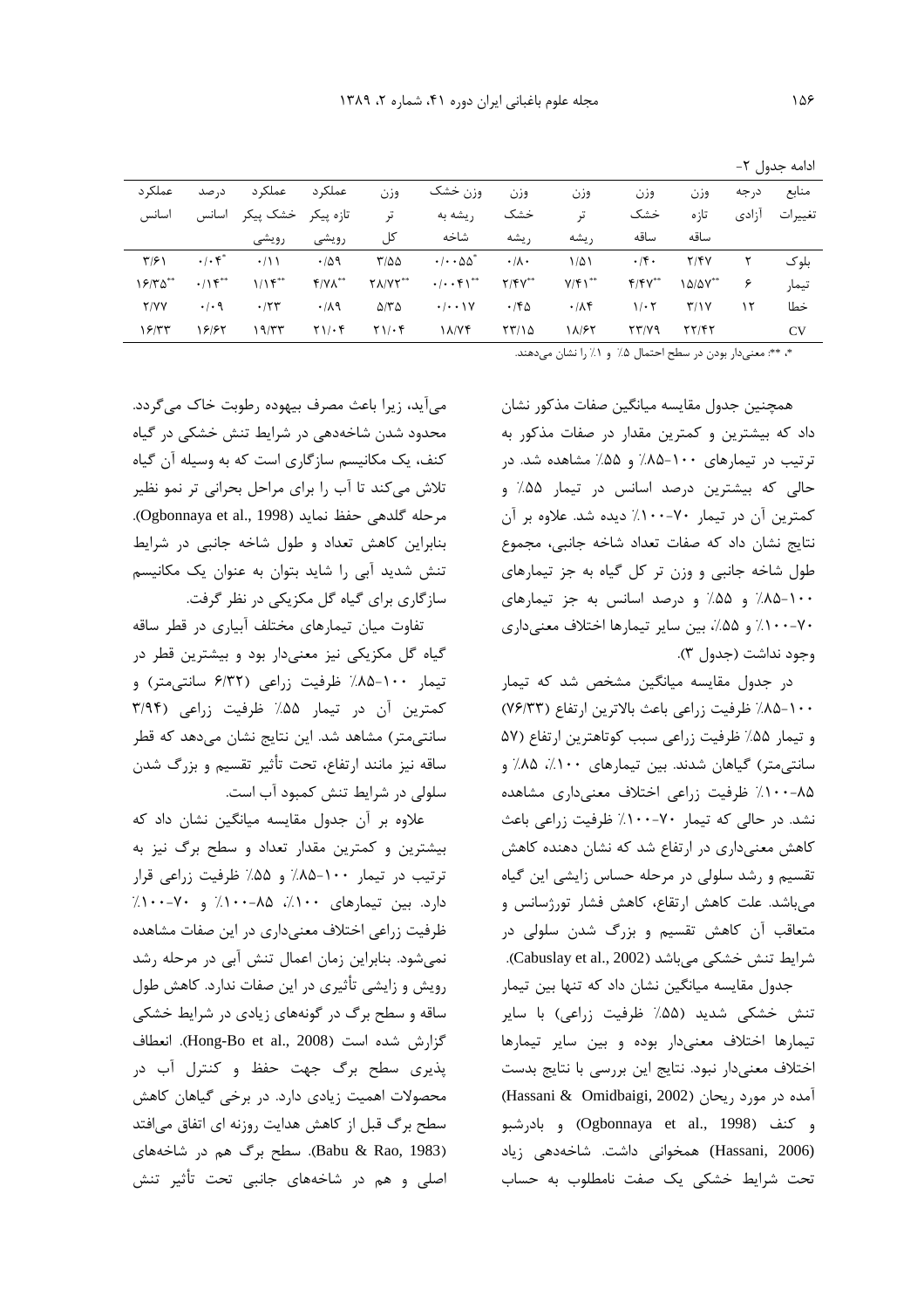ادامه جدول ۲-

| منابع تغییرات | درجه آزادی | وزن تازه ساقه | وزن خشک ساقه | وزن تر ریشه | وزن خشک ریشه | وزن خشک ریشه به شاخه | وزن تر کل | عملکرد تازه پیکر رویشی | عملکرد خشک پیکر رویشی | درصد اسانس | عملکرد اسانس |
|---|---|---|---|---|---|---|---|---|---|---|---|
| بلوک | ۲ | ۲/۴۷ | ۰/۴۰ | ۱/۵۱ | ۰/۸۰ | ۰/۰۰۵۵* | ۳/۵۵ | ۰/۵۹ | ۰/۱۱ | ۰/۰۴* | ۳/۶۱ |
| تیمار | ۶ | ۱۵/۵۷** | ۴/۴۷** | ۷/۴۱** | ۲/۴۷** | ۰/۰۰۴۱** | ۲۸/۷۲** | ۴/۷۸** | ۱/۱۴** | ۰/۱۴** | ۱۶/۳۵** |
| خطا | ۱۲ | ۳/۱۷ | ۱/۰۲ | ۰/۸۴ | ۰/۴۵ | ۰/۰۰۱۷ | ۵/۳۵ | ۰/۸۹ | ۰/۲۳ | ۰/۰۹ | ۲/۷۷ |
| CV | | ۲۲/۴۲ | ۲۳/۷۹ | ۱۸/۶۲ | ۲۳/۱۵ | ۱۸/۷۴ | ۲۱/۰۴ | ۲۱/۰۴ | ۱۹/۳۳ | ۱۶/۶۲ | ۱۶/۳۳ |

*، **: معنی‌دار بودن در سطح احتمال ۵٪ و ۱٪ را نشان می‌دهند.

همچنین جدول مقایسه میانگین صفات مذکور نشان داد که بیشترین و کمترین مقدار در صفات مذکور به ترتیب در تیمارهای ۱۰۰-۸۵٪ و ۵۵٪ مشاهده شد. در حالی که بیشترین درصد اسانس در تیمار ۵۵٪ و کمترین آن در تیمار ۷۰-۱۰۰٪ دیده شد. علاوه بر آن نتایج نشان داد که صفات تعداد شاخه جانبی، مجموع طول شاخه جانبی و وزن تر کل گیاه به جز تیمارهای ۱۰۰-۸۵٪ و ۵۵٪ و درصد اسانس به جز تیمارهای ۷۰-۱۰۰٪ و ۵۵٪، بین سایر تیمارها اختلاف معنی‌داری وجود نداشت (جدول ۳).

در جدول مقایسه میانگین مشخص شد که تیمار ۱۰۰-۸۵٪ ظرفیت زراعی باعث بالاترین ارتفاع (۷۶/۳۳) و تیمار ۵۵٪ ظرفیت زراعی سبب کوتاهترین ارتفاع (۵۷ سانتی‌متر) گیاهان شدند. بین تیمارهای ۱۰۰٪، ۸۵٪ و ۸۵-۱۰۰٪ ظرفیت زراعی اختلاف معنی‌داری مشاهده نشد. در حالی که تیمار ۷۰-۱۰۰٪ ظرفیت زراعی باعث کاهش معنی‌داری در ارتفاع شد که نشان دهنده کاهش تقسیم و رشد سلولی در مرحله حساس زایشی این گیاه می‌باشد. علت کاهش ارتفاع، کاهش فشار تورژسانس و متعاقب آن کاهش تقسیم و بزرگ شدن سلولی در شرایط تنش خشکی می‌باشد (Cabuslay et al., 2002).

جدول مقایسه میانگین نشان داد که تنها بین تیمار تنش خشکی شدید (۵۵٪ ظرفیت زراعی) با سایر تیمارها اختلاف معنی‌دار بوده و بین سایر تیمارها اختلاف معنی‌دار نبود. نتایج این بررسی با نتایج بدست آمده در مورد ریحان (Hassani & Omidbaigi, 2002) و کنف (Ogbonnaya et al., 1998) و بادرشبو (Hassani, 2006) همخوانی داشت. شاخه‌دهی زیاد تحت شرایط خشکی یک صفت نامطلوب به حساب می‌آید، زیرا باعث مصرف بیهوده رطوبت خاک می‌گردد. محدود شدن شاخه‌دهی در شرایط تنش خشکی در گیاه کنف، یک مکانیسم سازگاری است که به وسیله آن گیاه تلاش می‌کند تا آب را برای مراحل بحرانی تر نمو نظیر مرحله گلدهی حفظ نماید (Ogbonnaya et al., 1998). بنابراین کاهش تعداد و طول شاخه جانبی در شرایط تنش شدید آبی را شاید بتوان به عنوان یک مکانیسم سازگاری برای گیاه گل مکزیکی در نظر گرفت.

تفاوت میان تیمارهای مختلف آبیاری در قطر ساقه گیاه گل مکزیکی نیز معنی‌دار بود و بیشترین قطر در تیمار ۱۰۰-۸۵٪ ظرفیت زراعی (۶/۳۲ سانتی‌متر) و کمترین آن در تیمار ۵۵٪ ظرفیت زراعی (۳/۹۴ سانتی‌متر) مشاهده شد. این نتایج نشان می‌دهد که قطر ساقه نیز مانند ارتفاع، تحت تأثیر تقسیم و بزرگ شدن سلولی در شرایط تنش کمبود آب است.

علاوه بر آن جدول مقایسه میانگین نشان داد که بیشترین و کمترین مقدار تعداد و سطح برگ نیز به ترتیب در تیمار ۱۰۰-۸۵٪ و ۵۵٪ ظرفیت زراعی قرار دارد. بین تیمارهای ۱۰۰٪، ۸۵-۱۰۰٪ و ۷۰-۱۰۰٪ ظرفیت زراعی اختلاف معنی‌داری در این صفات مشاهده نمی‌شود. بنابراین زمان اعمال تنش آبی در مرحله رشد رویش و زایشی تأثیری در این صفات ندارد. کاهش طول ساقه و سطح برگ در گونه‌های زیادی در شرایط خشکی گزارش شده است (Hong-Bo et al., 2008). انعطاف پذیری سطح برگ جهت حفظ و کنترل آب در محصولات اهمیت زیادی دارد. در برخی گیاهان کاهش سطح برگ قبل از کاهش هدایت روزنه ای اتفاق می‌افتد (Babu & Rao, 1983). سطح برگ هم در شاخه‌های اصلی و هم در شاخه‌های جانبی تحت تأثیر تنش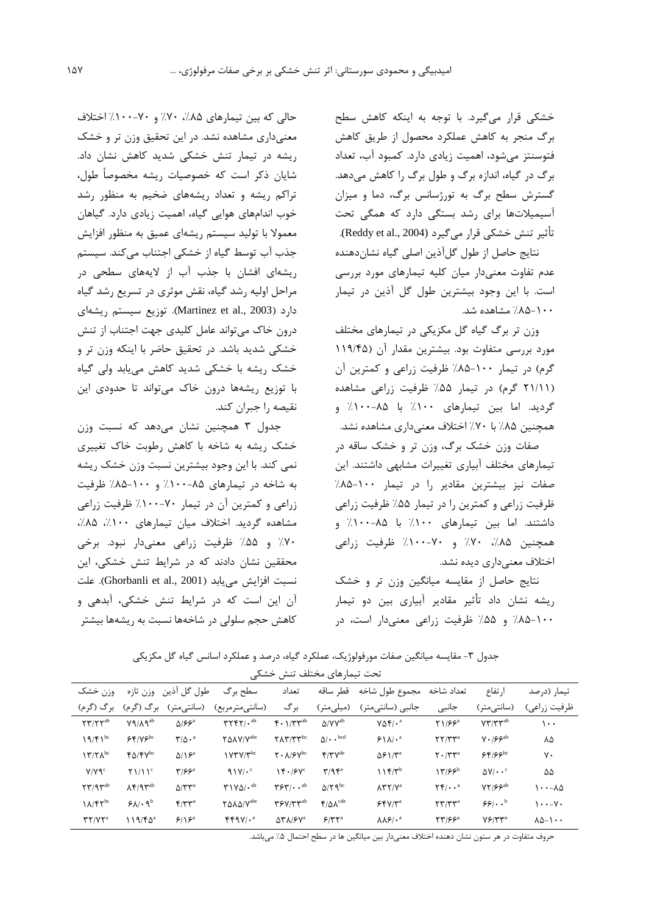خشکی قرار می‌گیرد. با توجه به اینکه کاهش سطح برگ منجر به کاهش عملکرد محصول از طریق کاهش فتوسنتز می‌شود، اهمیت زیادی دارد. کمبود آب، تعداد برگ در گیاه، اندازه برگ و طول برگ را کاهش می‌دهد. گسترش سطح برگ به تورژسانس برگ، دما و میزان آسیمیلات‌ها برای رشد بستگی دارد که همگی تحت تأثیر تنش خشکی قرار می‌گیرد (Reddy et al., 2004).

نتایج حاصل از طول گل‌آذین اصلی گیاه نشان‌دهنده عدم تفاوت معنی‌دار میان کلیه تیمارهای مورد بررسی است. با این وجود بیشترین طول گل آذین در تیمار ۱۰۰-۸۵٪ مشاهده شد.

وزن تر برگ گیاه گل مکزیکی در تیمارهای مختلف مورد بررسی متفاوت بود. بیشترین مقدار آن (۱۱۹/۴۵ گرم) در تیمار ۱۰۰-۸۵٪ ظرفیت زراعی و کمترین آن (۲۱/۱۱ گرم) در تیمار ۵۵٪ ظرفیت زراعی مشاهده گردید. اما بین تیمارهای ۱۰۰٪ با ۸۵-۱۰۰٪ و همچنین ۸۵٪ با ۷۰٪ اختلاف معنی‌داری مشاهده نشد.

صفات وزن خشک برگ، وزن تر و خشک ساقه در تیمارهای مختلف آبیاری تغییرات مشابهی داشتند. این صفات نیز بیشترین مقادیر را در تیمار ۱۰۰-۸۵٪ ظرفیت زراعی و کمترین را در تیمار ۵۵٪ ظرفیت زراعی داشتند. اما بین تیمارهای ۱۰۰٪ با ۸۵-۱۰۰٪ و همچنین ۸۵٪، ۷۰٪ و ۷۰-۱۰۰٪ ظرفیت زراعی اختلاف معنی‌داری دیده نشد.

نتایج حاصل از مقایسه میانگین وزن تر و خشک ریشه نشان داد تأثیر مقادیر آبیاری بین دو تیمار ۱۰۰-۸۵٪ و ۵۵٪ ظرفیت زراعی معنی‌دار است، در حالی که بین تیمارهای ۸۵٪، ۷۰٪ و ۷۰-۱۰۰٪ اختلاف معنی‌داری مشاهده نشد. در این تحقیق وزن تر و خشک ریشه در تیمار تنش خشکی شدید کاهش نشان داد. شایان ذکر است که خصوصیات ریشه مخصوصاً طول، تراکم ریشه و تعداد ریشه‌های ضخیم به منظور رشد خوب اندام‌های هوایی گیاه، اهمیت زیادی دارد. گیاهان معمولا با تولید سیستم ریشه‌ای عمیق به منظور افزایش جذب آب توسط گیاه از خشکی اجتناب می‌کند. سیستم ریشه‌ای افشان با جذب آب از لایه‌های سطحی در مراحل اولیه رشد گیاه، نقش موثری در تسریع رشد گیاه دارد (Martinez et al., 2003). توزیع سیستم ریشه‌ای درون خاک می‌تواند عامل کلیدی جهت اجتناب از تنش خشکی شدید باشد. در تحقیق حاضر با اینکه وزن تر و خشک ریشه با خشکی شدید کاهش می‌یابد ولی گیاه با توزیع ریشه‌ها درون خاک می‌تواند تا حدودی این نقیصه را جبران کند.

جدول ۳ همچنین نشان می‌دهد که نسبت وزن خشک ریشه به شاخه با کاهش رطوبت خاک تغییری نمی کند. با این وجود بیشترین نسبت وزن خشک ریشه به شاخه در تیمارهای ۸۵-۱۰۰٪ و ۱۰۰-۸۵٪ ظرفیت زراعی و کمترین آن در تیمار ۷۰-۱۰۰٪ ظرفیت زراعی مشاهده گردید. اختلاف میان تیمارهای ۱۰۰٪، ۸۵٪، ۷۰٪ و ۵۵٪ ظرفیت زراعی معنی‌دار نبود. برخی محققین نشان دادند که در شرایط تنش خشکی، این نسبت افزایش می‌یابد (Ghorbanli et al., 2001). علت آن این است که در شرایط تنش خشکی، آبدهی و کاهش حجم سلولی در شاخه‌ها نسبت به ریشه‌ها بیشتر

جدول ۳- مقایسه میانگین صفات مورفولوژیک، عملکرد گیاه، درصد و عملکرد اسانس گیاه گل مکزیکی تحت تیمارهای مختلف تنش خشکی

| تیمار (درصد ظرفیت زراعی) | ارتفاع (سانتی‌متر) | تعداد شاخه جانبی | مجموع طول شاخه جانبی (سانتی‌متر) | قطر ساقه (میلی‌متر) | تعداد برگ | سطح برگ (سانتی‌مترمربع) | طول گل آذین (سانتی‌متر) | وزن تازه برگ (گرم) | وزن خشک برگ (گرم) |
|---|---|---|---|---|---|---|---|---|---|
| ۱۰۰ | ۷۳/۳۳[ab] | ۲۱/۶۶[a] | ۷۵۴/۰[a] | ۵/۷۷[ab] | ۴۰۱/۳۳[ab] | ۳۲۴۲/۰[ab] | ۵/۶۶[a] | ۷۹/۸۹[ab] | ۲۳/۲۲[ab] |
| ۸۵ | ۷۰/۶۶[ab] | ۲۲/۳۳[a] | ۶۱۸/۰[a] | ۵/۰۰[bcd] | ۲۸۳/۳۳[bc] | ۲۵۸۷/۷[abc] | ۳/۵۰[a] | ۶۴/۷۶[bc] | ۱۹/۴۱[bc] |
| ۷۰ | ۶۴/۶۶[bc] | ۲۰/۳۳[a] | ۵۶۱/۳[a] | ۴/۳۷[de] | ۲۰۸/۶۷[bc] | ۱۷۳۷/۳[bc] | ۵/۱۶[a] | ۴۵/۴۷[bc] | ۱۳/۲۸[bc] |
| ۵۵ | ۵۷/۰۰[c] | ۱۳/۶۶[b] | ۱۱۴/۳[b] | ۳/۹۴[e] | ۱۴۰/۶۷[c] | ۹۱۷/۰[c] | ۳/۶۶[a] | ۲۱/۱۱[c] | ۷/۷۹[c] |
| ۸۵-۱۰۰ | ۷۲/۶۶[ab] | ۲۴/۰۰[a] | ۸۳۲/۷[a] | ۵/۲۹[bc] | ۳۶۳/۰۰[ab] | ۳۱۷۵/۰[ab] | ۵/۳۳[a] | ۸۴/۹۳[ab] | ۲۳/۹۳[ab] |
| ۷۰-۱۰۰ | ۶۶/۰۰[b] | ۲۲/۳۳[a] | ۶۴۷/۳[a] | ۴/۵۸[cde] | ۳۶۷/۳۳[ab] | ۲۵۸۵/۷[abc] | ۴/۳۳[a] | ۶۸/۰۹[b] | ۱۸/۴۲[bc] |
| ۱۰۰-۸۵ | ۷۶/۳۳[a] | ۲۳/۶۶[a] | ۸۸۶/۰[a] | ۶/۳۲[a] | ۵۳۸/۶۷[a] | ۴۴۹۷/۰[a] | ۶/۱۶[a] | ۱۱۹/۴۵[a] | ۳۲/۷۲[a] |

حروف متفاوت در هر ستون نشان دهنده اختلاف معنی‌دار بین میانگین ها در سطح احتمال ۵٪ می‌باشد.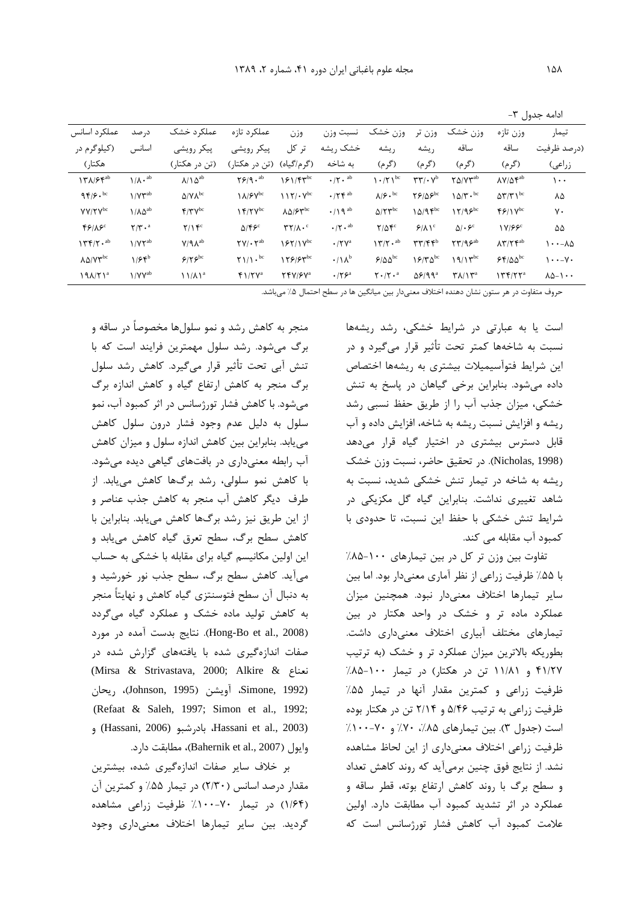ادامه جدول ۳-

| تیمار (درصد ظرفیت زراعی) | وزن تازه ساقه (گرم) | وزن خشک ساقه (گرم) | وزن تر ریشه (گرم) | وزن خشک ریشه (گرم) | نسبت وزن خشک ریشه به شاخه | وزن تر کل (گرم/گیاه) | عملکرد تازه پیکر رویشی (تن در هکتار) | عملکرد خشک پیکر رویشی (تن در هکتار) | درصد اسانس | عملکرد اسانس (کیلوگرم در هکتار) |
|---|---|---|---|---|---|---|---|---|---|---|
| ۱۰۰ | ۸۷/۵۴[ab] | ۲۵/۷۳[ab] | ۳۳/۰۷[b] | ۱۰/۲۱[bc] | ۰/۲۰[ab] | ۱۶۱/۴۳[bc] | ۲۶/۹۰[ab] | ۸/۱۵[ab] | ۱/۸۰[ab] | ۱۳۸/۶۴[ab] |
| ۸۵ | ۵۳/۳۱[bc] | ۱۵/۳۰[bc] | ۲۶/۵۶[bc] | ۸/۶۰[bc] | ۰/۲۴[ab] | ۱۱۲/۰۷[bc] | ۱۸/۶۷[bc] | ۵/۷۸[bc] | ۱/۷۳[ab] | ۹۴/۶۰[bc] |
| ۷۰ | ۴۶/۱۷[bc] | ۱۲/۹۶[bc] | ۱۵/۹۴[bc] | ۵/۲۳[bc] | ۰/۱۹[ab] | ۸۵/۶۳[bc] | ۱۴/۲۷[bc] | ۴/۳۷[bc] | ۱/۸۵[ab] | ۷۷/۲۷[bc] |
| ۵۵ | ۱۷/۶۶[c] | ۵/۰۶[c] | ۶/۸۱[c] | ۲/۵۴[c] | ۰/۲۰[ab] | ۳۲/۸۰[c] | ۵/۴۶[c] | ۲/۱۴[c] | ۲/۳۰[a] | ۴۶/۸۶[c] |
| ۱۰۰-۸۵ | ۸۳/۲۴[ab] | ۲۳/۹۶[ab] | ۳۳/۴۴[b] | ۱۳/۲۰[ab] | ۰/۲۷[a] | ۱۶۲/۱۷[bc] | ۲۷/۰۲[ab] | ۷/۹۸[ab] | ۱/۷۲[ab] | ۱۳۴/۲۰[ab] |
| ۱۰۰-۷۰ | ۶۴/۵۵[bc] | ۱۹/۱۳[bc] | ۱۶/۳۵[bc] | ۶/۵۵[bc] | ۰/۱۸[b] | ۱۲۶/۶۳[bc] | ۲۱/۱۰[bc] | ۶/۲۶[bc] | ۱/۶۴[b] | ۸۵/۷۳[bc] |
| ۸۵-۱۰۰ | ۱۳۴/۲۲[a] | ۳۸/۱۳[a] | ۵۶/۹۹[a] | ۲۰/۲۰[a] | ۰/۲۶[a] | ۲۴۷/۶۷[a] | ۴۱/۲۷[a] | ۱۱/۸۱[a] | ۱/۷۷[ab] | ۱۹۸/۲۱[a] |

حروف متفاوت در هر ستون نشان دهنده اختلاف معنی‌دار بین میانگین ها در سطح احتمال ۵٪ می‌باشد.

است یا به عبارتی در شرایط خشکی، رشد ریشه‌ها نسبت به شاخه‌ها کمتر تحت تأثیر قرار می‌گیرد و در این شرایط فتوآسیمیلات بیشتری به ریشه‌ها اختصاص داده می‌شود. بنابراین برخی گیاهان در پاسخ به تنش خشکی، میزان جذب آب را از طریق حفظ نسبی رشد ریشه و افزایش نسبت ریشه به شاخه، افزایش داده و آب قابل دسترس بیشتری در اختیار گیاه قرار می‌دهد (Nicholas, 1998). در تحقیق حاضر، نسبت وزن خشک ریشه به شاخه در تیمار تنش خشکی شدید، نسبت به شاهد تغییری نداشت. بنابراین گیاه گل مکزیکی در شرایط تنش خشکی با حفظ این نسبت، تا حدودی با کمبود آب مقابله می کند.

تفاوت بین وزن تر کل در بین تیمارهای ۱۰۰-۸۵٪ با ۵۵٪ ظرفیت زراعی از نظر آماری معنی‌دار بود. اما بین سایر تیمارها اختلاف معنی‌دار نبود. همچنین میزان عملکرد ماده تر و خشک در واحد هکتار در بین تیمارهای مختلف آبیاری اختلاف معنی‌داری داشت. بطوریکه بالاترین میزان عملکرد تر و خشک (به ترتیب ۴۱/۲۷ و ۱۱/۸۱ تن در هکتار) در تیمار ۱۰۰-۸۵٪ ظرفیت زراعی و کمترین مقدار آنها در تیمار ۵۵٪ ظرفیت زراعی به ترتیب ۵/۴۶ و ۲/۱۴ تن در هکتار بوده است (جدول ۳). بین تیمارهای ۸۵٪، ۷۰٪ و ۷۰-۱۰۰٪ ظرفیت زراعی اختلاف معنی‌داری از این لحاظ مشاهده نشد. از نتایج فوق چنین برمی‌آید که روند کاهش تعداد و سطح برگ با روند کاهش ارتفاع بوته، قطر ساقه و عملکرد در اثر تشدید کمبود آب مطابقت دارد. اولین علامت کمبود آب کاهش فشار تورژسانس است که منجر به کاهش رشد و نمو سلول‌ها مخصوصاً در ساقه و برگ می‌شود. رشد سلول مهمترین فرایند است که با تنش آبی تحت تأثیر قرار می‌گیرد. کاهش رشد سلول برگ منجر به کاهش ارتفاع گیاه و کاهش اندازه برگ می‌شود. با کاهش فشار تورژسانس در اثر کمبود آب، نمو سلول به دلیل عدم وجود فشار درون سلول کاهش می‌یابد. بنابراین بین کاهش اندازه سلول و میزان کاهش آب رابطه معنی‌داری در بافت‌های گیاهی دیده می‌شود. با کاهش نمو سلولی، رشد برگ‌ها کاهش می‌یابد. از طرف دیگر کاهش آب منجر به کاهش جذب عناصر و از این طریق نیز رشد برگ‌ها کاهش می‌یابد. بنابراین با کاهش سطح برگ، سطح تعرق گیاه کاهش می‌یابد و این اولین مکانیسم گیاه برای مقابله با خشکی به حساب می‌آید. کاهش سطح برگ، سطح جذب نور خورشید و به دنبال آن سطح فتوسنتزی گیاه کاهش و نهایتاً منجر به کاهش تولید ماده خشک و عملکرد گیاه می‌گردد (Hong-Bo et al., 2008). نتایج بدست آمده در مورد صفات اندازه‌گیری شده با یافته‌های گزارش شده در نعناع (Mirsa & Strivastava, 2000; Alkire & Simone, 1992)، آویشن (Johnson, 1995)، ریحان (Refaat & Saleh, 1997; Simon et al., 1992; Hassani et al., 2003)، بادرشبو (Hassani, 2006) و وایول (Bahernik et al., 2007)، مطابقت دارد.

بر خلاف سایر صفات اندازه‌گیری شده، بیشترین مقدار درصد اسانس (۲/۳۰) در تیمار ۵۵٪ و کمترین آن (۱/۶۴) در تیمار ۷۰-۱۰۰٪ ظرفیت زراعی مشاهده گردید. بین سایر تیمارها اختلاف معنی‌داری وجود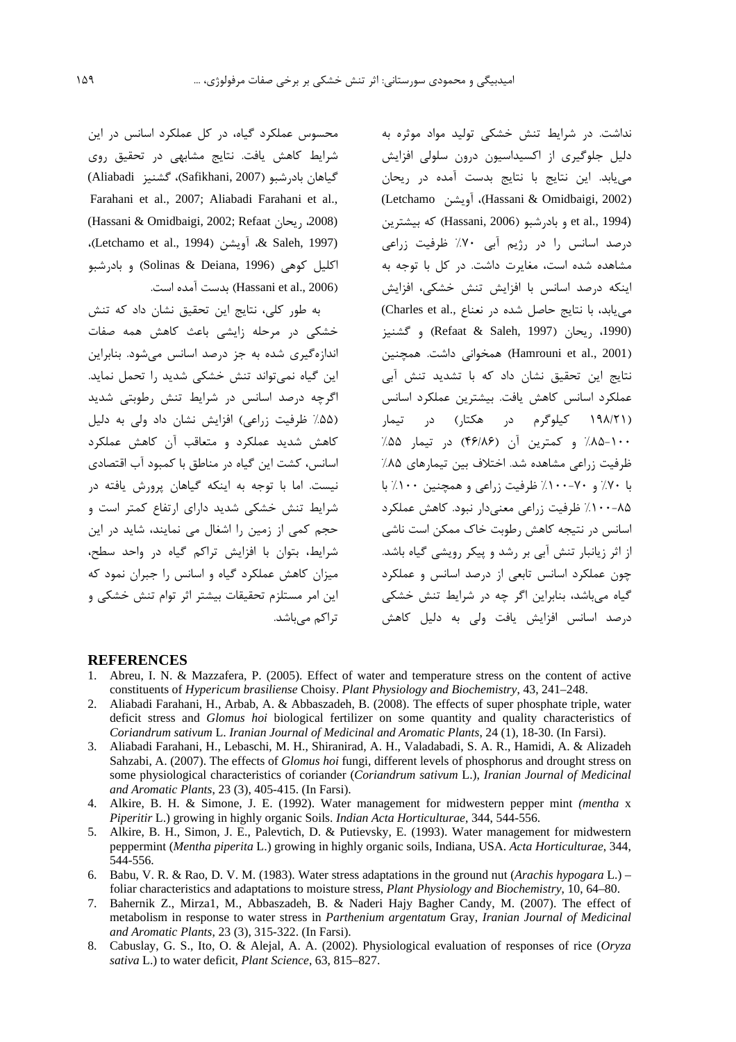نداشت. در شرایط تنش خشکی تولید مواد موثره به دلیل جلوگیری از اکسیداسیون درون سلولی افزایش می‌یابد. این نتایج با نتایج بدست آمده در ریحان (Hassani & Omidbaigi, 2002)، آویشن (Letchamo et al., 1994) و بادرشبو (Hassani, 2006) که بیشترین درصد اسانس را در رژیم آبی ۷۰٪ ظرفیت زراعی مشاهده شده است، مغایرت داشت. در کل با توجه به اینکه درصد اسانس با افزایش تنش خشکی، افزایش می‌یابد، با نتایج حاصل شده در نعناع (Charles et al., 1990)، ریحان (Refaat & Saleh, 1997) و گشنیز (Hamrouni et al., 2001) همخوانی داشت. همچنین نتایج این تحقیق نشان داد که با تشدید تنش آبی عملکرد اسانس کاهش یافت. بیشترین عملکرد اسانس (۱۹۸/۲۱ کیلوگرم در هکتار) در تیمار ۱۰۰-۸۵٪ و کمترین آن (۴۶/۸۶) در تیمار ۵۵٪ ظرفیت زراعی مشاهده شد. اختلاف بین تیمارهای ۸۵٪ با ۷۰٪ و ۷۰-۱۰۰٪ ظرفیت زراعی و همچنین ۱۰۰٪ با ۸۵-۱۰۰٪ ظرفیت زراعی معنی‌دار نبود. کاهش عملکرد اسانس در نتیجه کاهش رطوبت خاک ممکن است ناشی از اثر زیانبار تنش آبی بر رشد و پیکر رویشی گیاه باشد. چون عملکرد اسانس تابعی از درصد اسانس و عملکرد گیاه می‌باشد، بنابراین اگر چه در شرایط تنش خشکی درصد اسانس افزایش یافت ولی به دلیل کاهش محسوس عملکرد گیاه، در کل عملکرد اسانس در این شرایط کاهش یافت. نتایج مشابهی در تحقیق روی گیاهان بادرشبو (Safikhani, 2007)، گشنیز (Aliabadi Farahani et al., 2007; Aliabadi Farahani et al., 2008)، ریحان (Hassani & Omidbaigi, 2002; Refaat & Saleh, 1997)، آویشن (Letchamo et al., 1994)، اکلیل کوهی (Solinas & Deiana, 1996) و بادرشبو (Hassani et al., 2006) بدست آمده است.

به طور کلی، نتایج این تحقیق نشان داد که تنش خشکی در مرحله زایشی باعث کاهش همه صفات اندازه‌گیری شده به جز درصد اسانس می‌شود. بنابراین این گیاه نمی‌تواند تنش خشکی شدید را تحمل نماید. اگرچه درصد اسانس در شرایط تنش رطوبتی شدید (۵۵٪ ظرفیت زراعی) افزایش نشان داد ولی به دلیل کاهش شدید عملکرد و متعاقب آن کاهش عملکرد اسانس، کشت این گیاه در مناطق با کمبود آب اقتصادی نیست. اما با توجه به اینکه گیاهان پرورش یافته در شرایط تنش خشکی شدید دارای ارتفاع کمتر است و حجم کمی از زمین را اشغال می نمایند، شاید در این شرایط، بتوان با افزایش تراکم گیاه در واحد سطح، میزان کاهش عملکرد گیاه و اسانس را جبران نمود که این امر مستلزم تحقیقات بیشتر اثر توام تنش خشکی و تراکم می‌باشد.

## REFERENCES

1. Abreu, I. N. & Mazzafera, P. (2005). Effect of water and temperature stress on the content of active constituents of *Hypericum brasiliense* Choisy. *Plant Physiology and Biochemistry*, 43, 241–248.
2. Aliabadi Farahani, H., Arbab, A. & Abbaszadeh, B. (2008). The effects of super phosphate triple, water deficit stress and *Glomus hoi* biological fertilizer on some quantity and quality characteristics of *Coriandrum sativum* L. *Iranian Journal of Medicinal and Aromatic Plants*, 24 (1), 18-30. (In Farsi).
3. Aliabadi Farahani, H., Lebaschi, M. H., Shiranirad, A. H., Valadabadi, S. A. R., Hamidi, A. & Alizadeh Sahzabi, A. (2007). The effects of *Glomus hoi* fungi, different levels of phosphorus and drought stress on some physiological characteristics of coriander (*Coriandrum sativum* L.), *Iranian Journal of Medicinal and Aromatic Plants*, 23 (3), 405-415. (In Farsi).
4. Alkire, B. H. & Simone, J. E. (1992). Water management for midwestern pepper mint *(mentha* x *Piperitir* L.) growing in highly organic Soils. *Indian Acta Horticulturae*, 344, 544-556.
5. Alkire, B. H., Simon, J. E., Palevtich, D. & Putievsky, E. (1993). Water management for midwestern peppermint (*Mentha piperita* L.) growing in highly organic soils, Indiana, USA. *Acta Horticulturae*, 344, 544-556.
6. Babu, V. R. & Rao, D. V. M. (1983). Water stress adaptations in the ground nut (*Arachis hypogara* L.) – foliar characteristics and adaptations to moisture stress, *Plant Physiology and Biochemistry*, 10, 64–80.
7. Bahernik Z., Mirza1, M., Abbaszadeh, B. & Naderi Hajy Bagher Candy, M. (2007). The effect of metabolism in response to water stress in *Parthenium argentatum* Gray, *Iranian Journal of Medicinal and Aromatic Plants*, 23 (3), 315-322. (In Farsi).
8. Cabuslay, G. S., Ito, O. & Alejal, A. A. (2002). Physiological evaluation of responses of rice (*Oryza sativa* L.) to water deficit, *Plant Science*, 63, 815–827.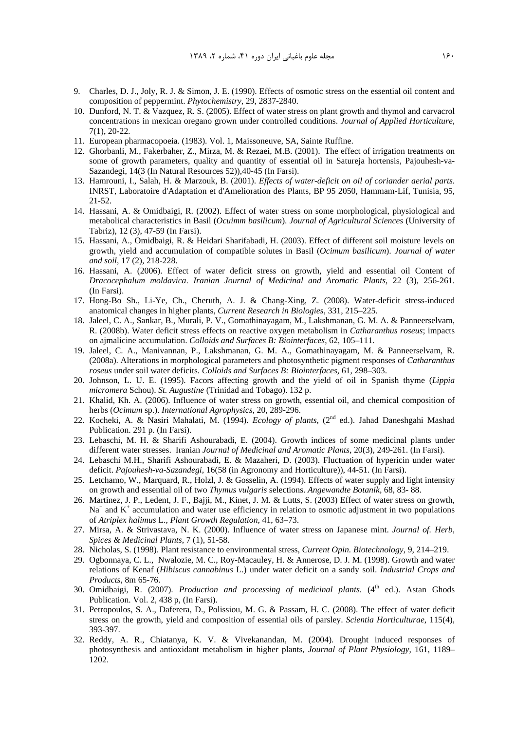9. Charles, D. J., Joly, R. J. & Simon, J. E. (1990). Effects of osmotic stress on the essential oil content and composition of peppermint. *Phytochemistry*, 29, 2837-2840.
10. Dunford, N. T. & Vazquez, R. S. (2005). Effect of water stress on plant growth and thymol and carvacrol concentrations in mexican oregano grown under controlled conditions. *Journal of Applied Horticulture*, 7(1), 20-22.
11. European pharmacopoeia. (1983). Vol. 1, Maissoneuve, SA, Sainte Ruffine.
12. Ghorbanli, M., Fakerbaher, Z., Mirza, M. & Rezaei, M.B. (2001). The effect of irrigation treatments on some of growth parameters, quality and quantity of essential oil in Satureja hortensis, Pajouhesh-va-Sazandegi, 14(3 (In Natural Resources 52)),40-45 (In Farsi).
13. Hamrouni, I., Salah, H. & Marzouk, B. (2001). *Effects of water-deficit on oil of coriander aerial parts*. INRST, Laboratoire d'Adaptation et d'Amelioration des Plants, BP 95 2050, Hammam-Lif, Tunisia, 95, 21-52.
14. Hassani, A. & Omidbaigi, R. (2002). Effect of water stress on some morphological, physiological and metabolical characteristics in Basil (*Ocuimm basilicum*). *Journal of Agricultural Sciences* (University of Tabriz), 12 (3), 47-59 (In Farsi).
15. Hassani, A., Omidbaigi, R. & Heidari Sharifabadi, H. (2003). Effect of different soil moisture levels on growth, yield and accumulation of compatible solutes in Basil (*Ocimum basilicum*). *Journal of water and soil*, 17 (2), 218-228.
16. Hassani, A. (2006). Effect of water deficit stress on growth, yield and essential oil Content of *Dracocephalum moldavica*. *Iranian Journal of Medicinal and Aromatic Plants*, 22 (3), 256-261. (In Farsi).
17. Hong-Bo Sh., Li-Ye, Ch., Cheruth, A. J. & Chang-Xing, Z. (2008). Water-deficit stress-induced anatomical changes in higher plants, *Current Research in Biologies*, 331, 215–225.
18. Jaleel, C. A., Sankar, B., Murali, P. V., Gomathinayagam, M., Lakshmanan, G. M. A. & Panneerselvam, R. (2008b). Water deficit stress effects on reactive oxygen metabolism in *Catharanthus roseus*; impacts on ajmalicine accumulation. *Colloids and Surfaces B: Biointerfaces*, 62, 105–111.
19. Jaleel, C. A., Manivannan, P., Lakshmanan, G. M. A., Gomathinayagam, M. & Panneerselvam, R. (2008a). Alterations in morphological parameters and photosynthetic pigment responses of *Catharanthus roseus* under soil water deficits. *Colloids and Surfaces B: Biointerfaces*, 61, 298–303.
20. Johnson, L. U. E. (1995). Facors affecting growth and the yield of oil in Spanish thyme (*Lippia micromera* Schou). *St. Augustine* (Trinidad and Tobago). 132 p.
21. Khalid, Kh. A. (2006). Influence of water stress on growth, essential oil, and chemical composition of herbs (*Ocimum* sp.). *International Agrophysics*, 20, 289-296.
22. Kocheki, A. & Nasiri Mahalati, M. (1994). *Ecology of plants*, (2nd ed.). Jahad Daneshgahi Mashad Publication. 291 p. (In Farsi).
23. Lebaschi, M. H. & Sharifi Ashourabadi, E. (2004). Growth indices of some medicinal plants under different water stresses. Iranian *Journal of Medicinal and Aromatic Plants*, 20(3), 249-261. (In Farsi).
24. Lebaschi M.H., Sharifi Ashourabadi, E. & Mazaheri, D. (2003). Fluctuation of hypericin under water deficit. *Pajouhesh-va-Sazandegi*, 16(58 (in Agronomy and Horticulture)), 44-51. (In Farsi).
25. Letchamo, W., Marquard, R., Holzl, J. & Gosselin, A. (1994). Effects of water supply and light intensity on growth and essential oil of two *Thymus vulgaris* selections. *Angewandte Botanik*, 68, 83- 88.
26. Martinez, J. P., Ledent, J. F., Bajji, M., Kinet, J. M. & Lutts, S. (2003) Effect of water stress on growth, $Na^+$ and $K^+$ accumulation and water use efficiency in relation to osmotic adjustment in two populations of *Atriplex halimus* L., *Plant Growth Regulation*, 41, 63–73.
27. Mirsa, A. & Strivastava, N. K. (2000). Influence of water stress on Japanese mint. *Journal of. Herb, Spices & Medicinal Plants*, 7 (1), 51-58.
28. Nicholas, S. (1998). Plant resistance to environmental stress, *Current Opin. Biotechnology*, 9, 214–219.
29. Ogbonnaya, C. L., Nwalozie, M. C., Roy-Macauley, H. & Annerose, D. J. M. (1998). Growth and water relations of Kenaf (*Hibiscus cannabinus* L.) under water deficit on a sandy soil. *Industrial Crops and Products*, 8m 65-76.
30. Omidbaigi, R. (2007). *Production and processing of medicinal plants*. (4th ed.). Astan Ghods Publication. Vol. 2, 438 p, (In Farsi).
31. Petropoulos, S. A., Daferera, D., Polissiou, M. G. & Passam, H. C. (2008). The effect of water deficit stress on the growth, yield and composition of essential oils of parsley. *Scientia Horticulturae*, 115(4), 393-397.
32. Reddy, A. R., Chiatanya, K. V. & Vivekanandan, M. (2004). Drought induced responses of photosynthesis and antioxidant metabolism in higher plants, *Journal of Plant Physiology*, 161, 1189–1202.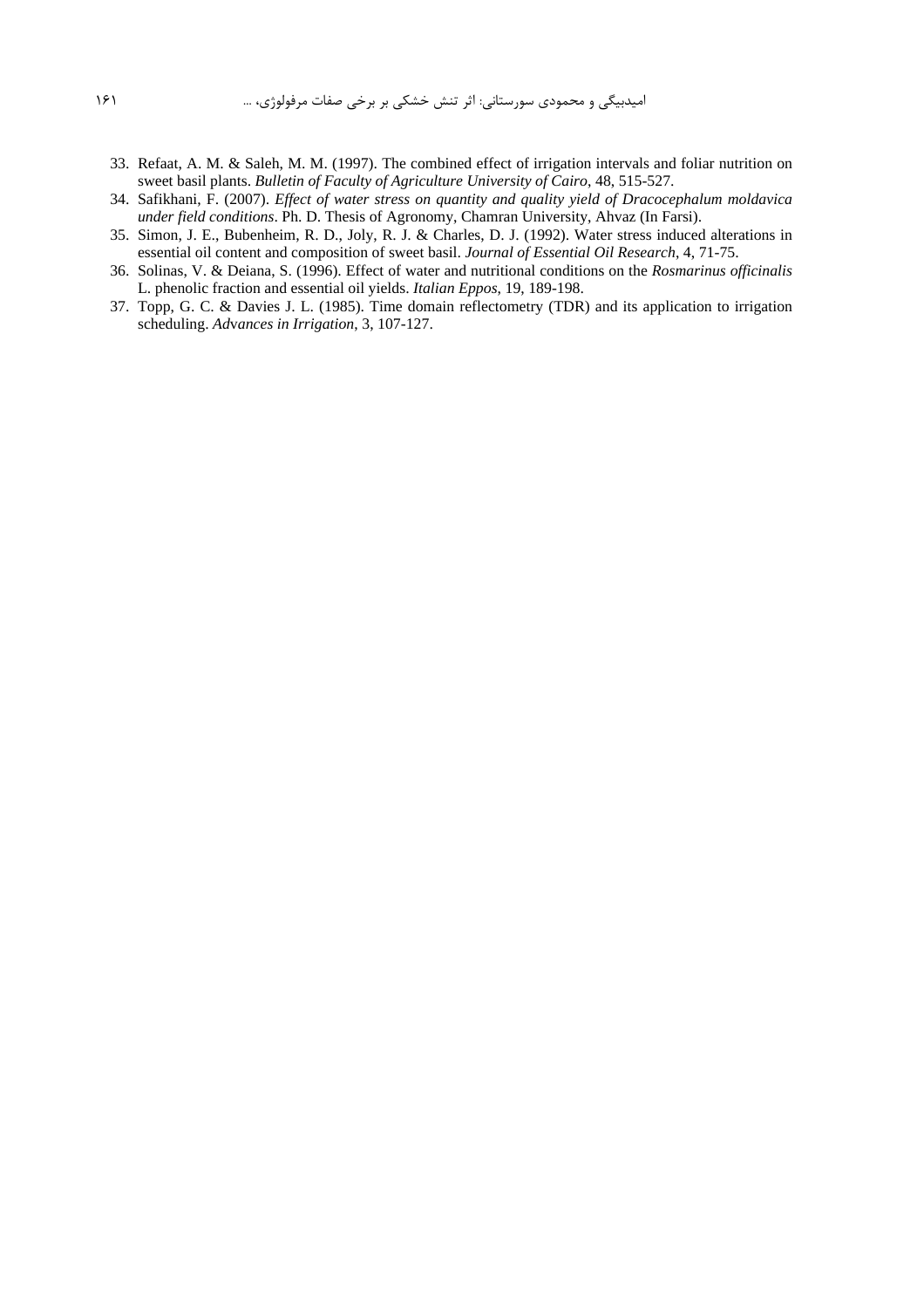33. Refaat, A. M. & Saleh, M. M. (1997). The combined effect of irrigation intervals and foliar nutrition on sweet basil plants. *Bulletin of Faculty of Agriculture University of Cairo*, 48, 515-527.
34. Safikhani, F. (2007). *Effect of water stress on quantity and quality yield of Dracocephalum moldavica under field conditions*. Ph. D. Thesis of Agronomy, Chamran University, Ahvaz (In Farsi).
35. Simon, J. E., Bubenheim, R. D., Joly, R. J. & Charles, D. J. (1992). Water stress induced alterations in essential oil content and composition of sweet basil. *Journal of Essential Oil Research*, 4, 71-75.
36. Solinas, V. & Deiana, S. (1996). Effect of water and nutritional conditions on the *Rosmarinus officinalis* L. phenolic fraction and essential oil yields. *Italian Eppos*, 19, 189-198.
37. Topp, G. C. & Davies J. L. (1985). Time domain reflectometry (TDR) and its application to irrigation scheduling. *Advances in Irrigation*, 3, 107-127.